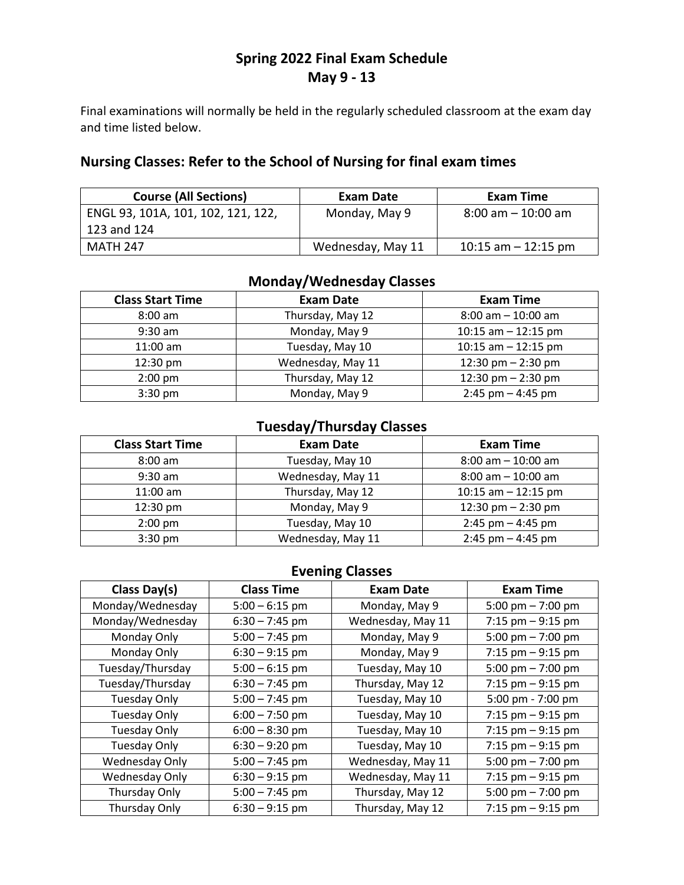# Spring 2022 Final Exam Schedule
# May 9 - 13

Final examinations will normally be held in the regularly scheduled classroom at the exam day and time listed below.

## Nursing Classes: Refer to the School of Nursing for final exam times

| Course (All Sections) | Exam Date | Exam Time |
|---|---|---|
| ENGL 93, 101A, 101, 102, 121, 122, 123 and 124 | Monday, May 9 | 8:00 am – 10:00 am |
| MATH 247 | Wednesday, May 11 | 10:15 am – 12:15 pm |

### Monday/Wednesday Classes

| Class Start Time | Exam Date | Exam Time |
|---|---|---|
| 8:00 am | Thursday, May 12 | 8:00 am – 10:00 am |
| 9:30 am | Monday, May 9 | 10:15 am – 12:15 pm |
| 11:00 am | Tuesday, May 10 | 10:15 am – 12:15 pm |
| 12:30 pm | Wednesday, May 11 | 12:30 pm – 2:30 pm |
| 2:00 pm | Thursday, May 12 | 12:30 pm – 2:30 pm |
| 3:30 pm | Monday, May 9 | 2:45 pm – 4:45 pm |

### Tuesday/Thursday Classes

| Class Start Time | Exam Date | Exam Time |
|---|---|---|
| 8:00 am | Tuesday, May 10 | 8:00 am – 10:00 am |
| 9:30 am | Wednesday, May 11 | 8:00 am – 10:00 am |
| 11:00 am | Thursday, May 12 | 10:15 am – 12:15 pm |
| 12:30 pm | Monday, May 9 | 12:30 pm – 2:30 pm |
| 2:00 pm | Tuesday, May 10 | 2:45 pm – 4:45 pm |
| 3:30 pm | Wednesday, May 11 | 2:45 pm – 4:45 pm |

### Evening Classes

| Class Day(s) | Class Time | Exam Date | Exam Time |
|---|---|---|---|
| Monday/Wednesday | 5:00 – 6:15 pm | Monday, May 9 | 5:00 pm – 7:00 pm |
| Monday/Wednesday | 6:30 – 7:45 pm | Wednesday, May 11 | 7:15 pm – 9:15 pm |
| Monday Only | 5:00 – 7:45 pm | Monday, May 9 | 5:00 pm – 7:00 pm |
| Monday Only | 6:30 – 9:15 pm | Monday, May 9 | 7:15 pm – 9:15 pm |
| Tuesday/Thursday | 5:00 – 6:15 pm | Tuesday, May 10 | 5:00 pm – 7:00 pm |
| Tuesday/Thursday | 6:30 – 7:45 pm | Thursday, May 12 | 7:15 pm – 9:15 pm |
| Tuesday Only | 5:00 – 7:45 pm | Tuesday, May 10 | 5:00 pm - 7:00 pm |
| Tuesday Only | 6:00 – 7:50 pm | Tuesday, May 10 | 7:15 pm – 9:15 pm |
| Tuesday Only | 6:00 – 8:30 pm | Tuesday, May 10 | 7:15 pm – 9:15 pm |
| Tuesday Only | 6:30 – 9:20 pm | Tuesday, May 10 | 7:15 pm – 9:15 pm |
| Wednesday Only | 5:00 – 7:45 pm | Wednesday, May 11 | 5:00 pm – 7:00 pm |
| Wednesday Only | 6:30 – 9:15 pm | Wednesday, May 11 | 7:15 pm – 9:15 pm |
| Thursday Only | 5:00 – 7:45 pm | Thursday, May 12 | 5:00 pm – 7:00 pm |
| Thursday Only | 6:30 – 9:15 pm | Thursday, May 12 | 7:15 pm – 9:15 pm |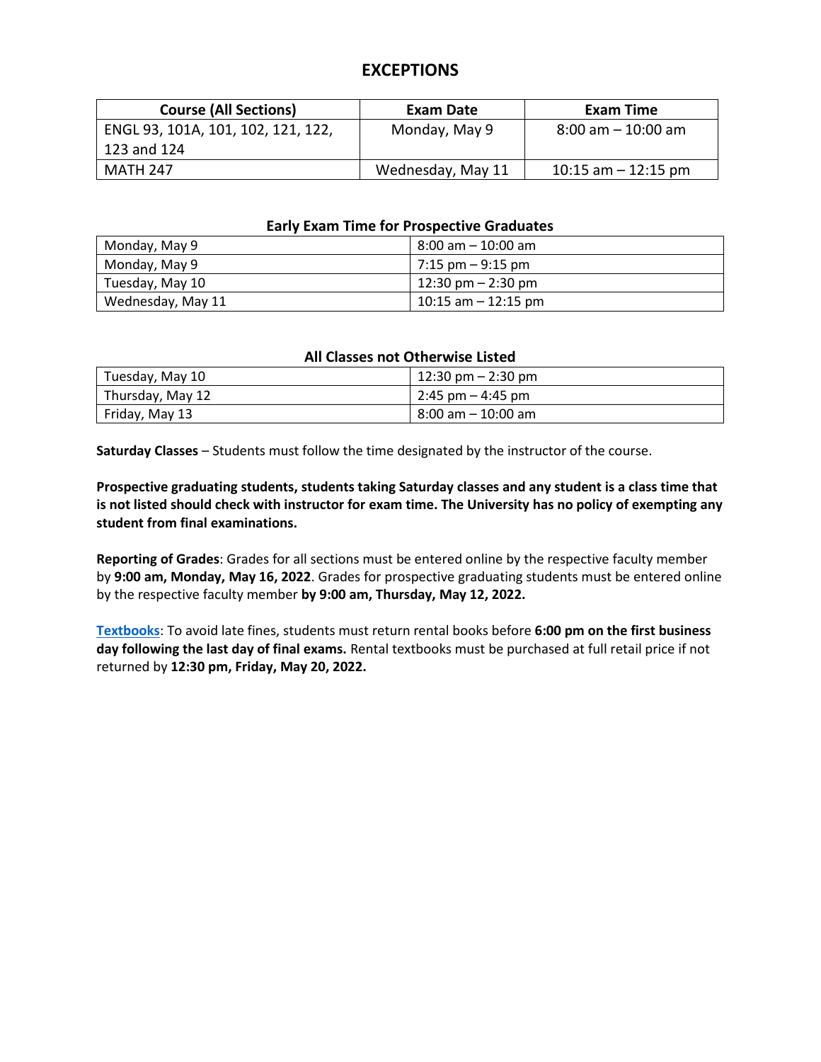## EXCEPTIONS

| Course (All Sections) | Exam Date | Exam Time |
|---|---|---|
| ENGL 93, 101A, 101, 102, 121, 122, 123 and 124 | Monday, May 9 | 8:00 am – 10:00 am |
| MATH 247 | Wednesday, May 11 | 10:15 am – 12:15 pm |

### Early Exam Time for Prospective Graduates

| | |
|---|---|
| Monday, May 9 | 8:00 am – 10:00 am |
| Monday, May 9 | 7:15 pm – 9:15 pm |
| Tuesday, May 10 | 12:30 pm – 2:30 pm |
| Wednesday, May 11 | 10:15 am – 12:15 pm |

### All Classes not Otherwise Listed

| | |
|---|---|
| Tuesday, May 10 | 12:30 pm – 2:30 pm |
| Thursday, May 12 | 2:45 pm – 4:45 pm |
| Friday, May 13 | 8:00 am – 10:00 am |

**Saturday Classes** – Students must follow the time designated by the instructor of the course.

**Prospective graduating students, students taking Saturday classes and any student is a class time that is not listed should check with instructor for exam time. The University has no policy of exempting any student from final examinations.**

**Reporting of Grades**: Grades for all sections must be entered online by the respective faculty member by **9:00 am, Monday, May 16, 2022**. Grades for prospective graduating students must be entered online by the respective faculty member **by 9:00 am, Thursday, May 12, 2022.**

**Textbooks**: To avoid late fines, students must return rental books before **6:00 pm on the first business day following the last day of final exams.** Rental textbooks must be purchased at full retail price if not returned by **12:30 pm, Friday, May 20, 2022.**